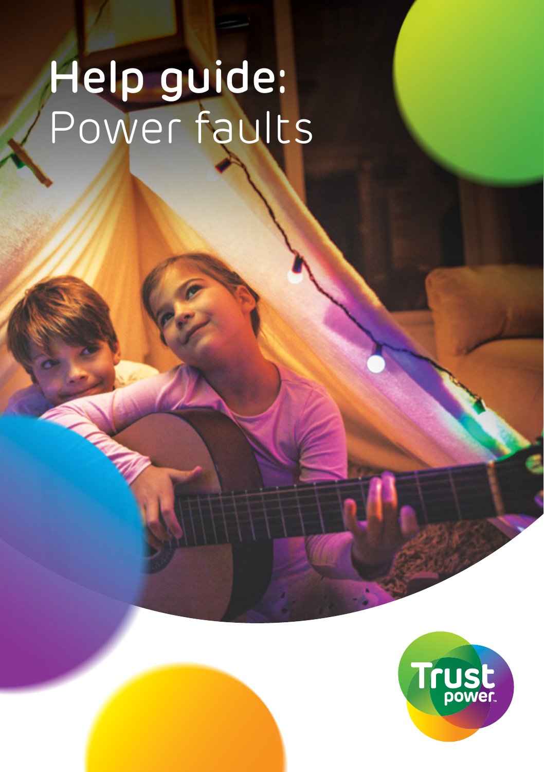# Help guide: Power faults

Trust power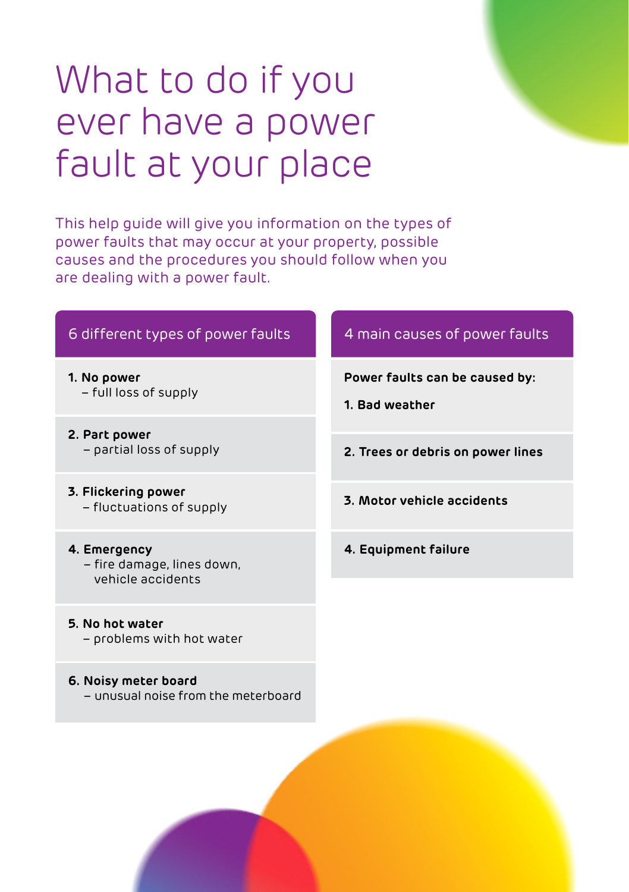# What to do if you ever have a power fault at your place

This help guide will give you information on the types of power faults that may occur at your property, possible causes and the procedures you should follow when you are dealing with a power fault.

## 6 different types of power faults

1. **No power**
   – full loss of supply
2. **Part power**
   – partial loss of supply
3. **Flickering power**
   – fluctuations of supply
4. **Emergency**
   – fire damage, lines down, vehicle accidents
5. **No hot water**
   – problems with hot water
6. **Noisy meter board**
   – unusual noise from the meterboard

## 4 main causes of power faults

**Power faults can be caused by:**

1. **Bad weather**
2. **Trees or debris on power lines**
3. **Motor vehicle accidents**
4. **Equipment failure**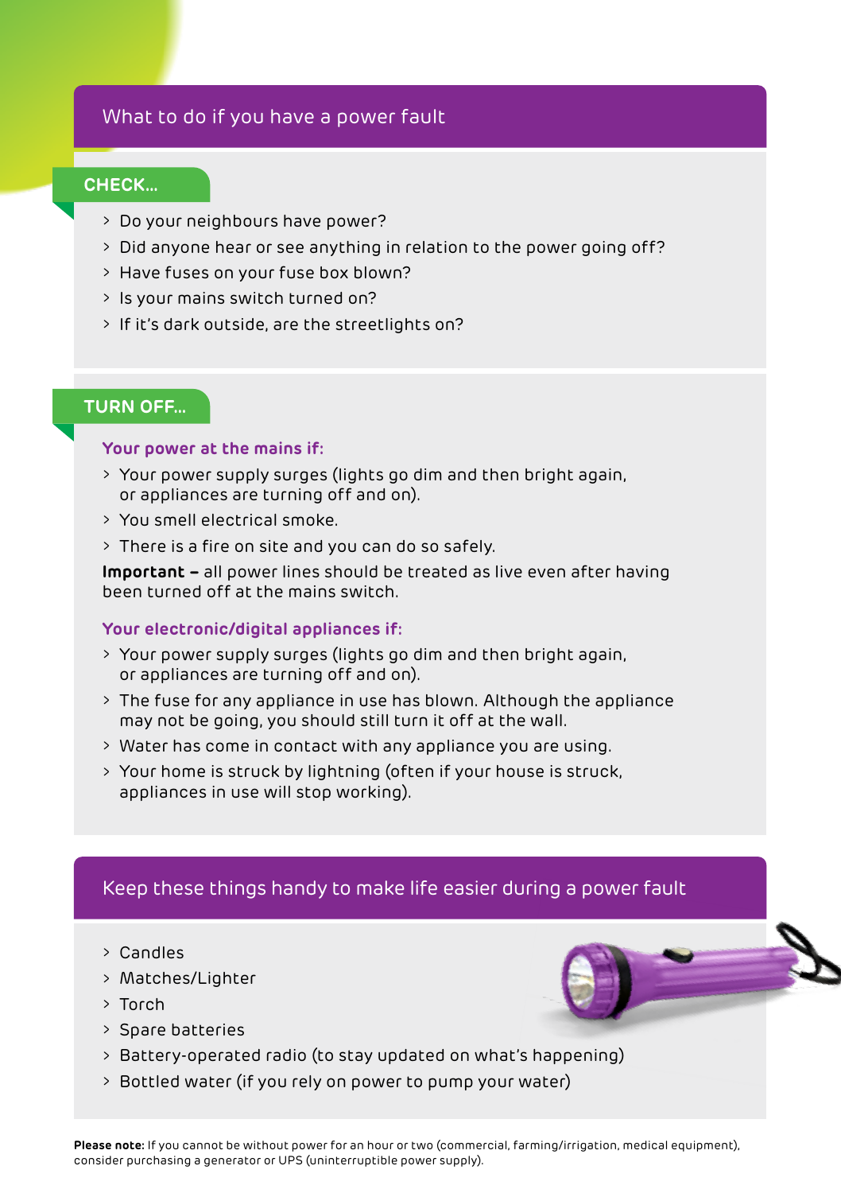## What to do if you have a power fault

### CHECK...

- Do your neighbours have power?
- Did anyone hear or see anything in relation to the power going off?
- Have fuses on your fuse box blown?
- Is your mains switch turned on?
- If it's dark outside, are the streetlights on?

### TURN OFF...

#### Your power at the mains if:

- Your power supply surges (lights go dim and then bright again, or appliances are turning off and on).
- You smell electrical smoke.
- There is a fire on site and you can do so safely.

**Important –** all power lines should be treated as live even after having been turned off at the mains switch.

#### Your electronic/digital appliances if:

- Your power supply surges (lights go dim and then bright again, or appliances are turning off and on).
- The fuse for any appliance in use has blown. Although the appliance may not be going, you should still turn it off at the wall.
- Water has come in contact with any appliance you are using.
- Your home is struck by lightning (often if your house is struck, appliances in use will stop working).

## Keep these things handy to make life easier during a power fault

- Candles
- Matches/Lighter
- Torch
- Spare batteries
- Battery-operated radio (to stay updated on what's happening)
- Bottled water (if you rely on power to pump your water)

**Please note:** If you cannot be without power for an hour or two (commercial, farming/irrigation, medical equipment), consider purchasing a generator or UPS (uninterruptible power supply).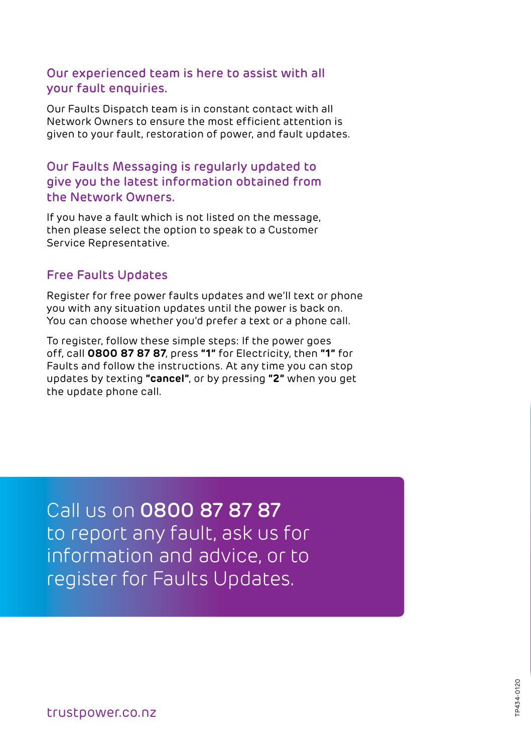## Our experienced team is here to assist with all your fault enquiries.

Our Faults Dispatch team is in constant contact with all Network Owners to ensure the most efficient attention is given to your fault, restoration of power, and fault updates.

## Our Faults Messaging is regularly updated to give you the latest information obtained from the Network Owners.

If you have a fault which is not listed on the message, then please select the option to speak to a Customer Service Representative.

## Free Faults Updates

Register for free power faults updates and we'll text or phone you with any situation updates until the power is back on. You can choose whether you'd prefer a text or a phone call.

To register, follow these simple steps: If the power goes off, call **0800 87 87 87**, press **"1"** for Electricity, then **"1"** for Faults and follow the instructions. At any time you can stop updates by texting **"cancel"**, or by pressing **"2"** when you get the update phone call.

Call us on **0800 87 87 87** to report any fault, ask us for information and advice, or to register for Faults Updates.

trustpower.co.nz

TP434-0120